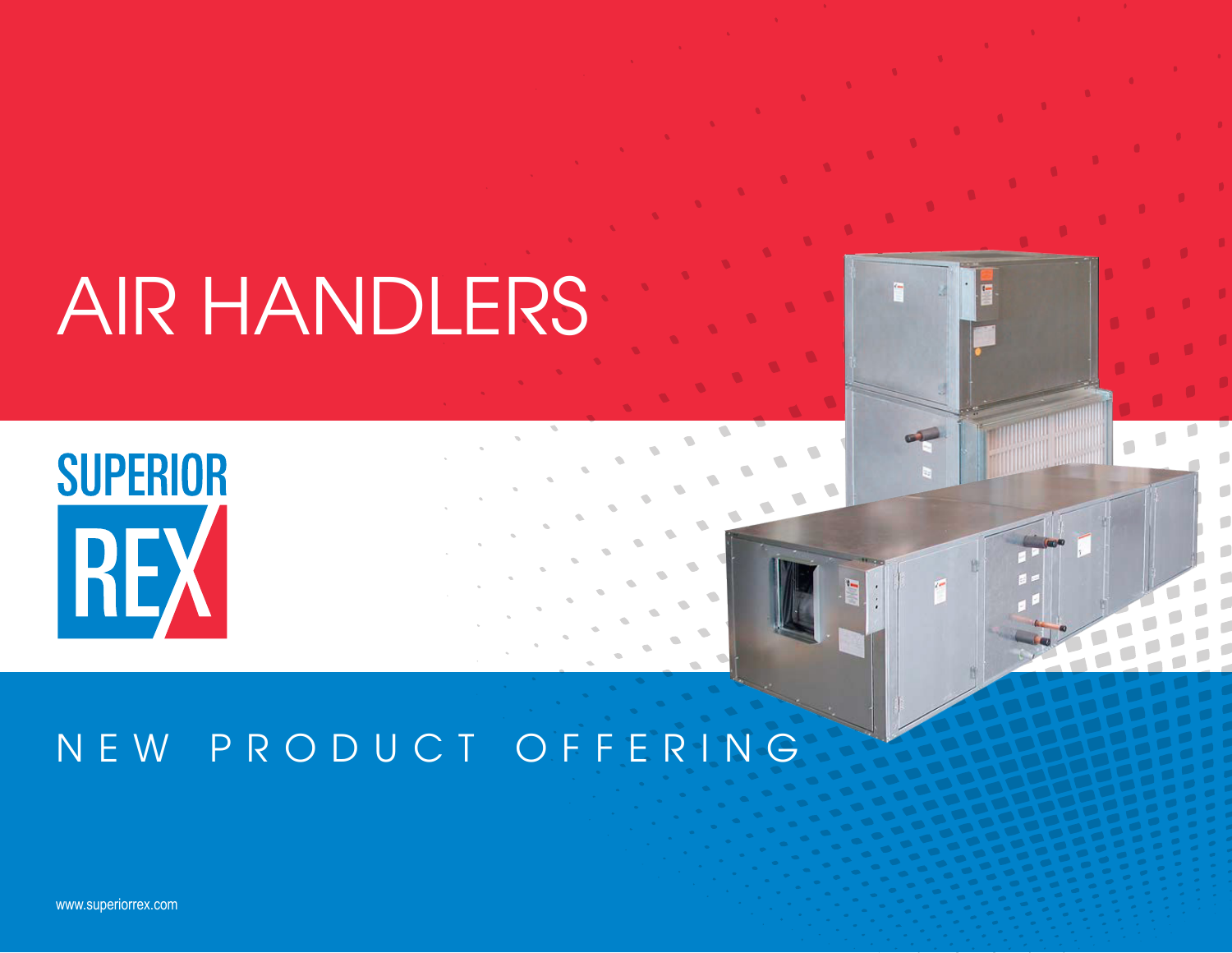# AIR HANDLERS

SUPERIOR REX

NEW PRODUCT OFFERING

www.superiorrex.com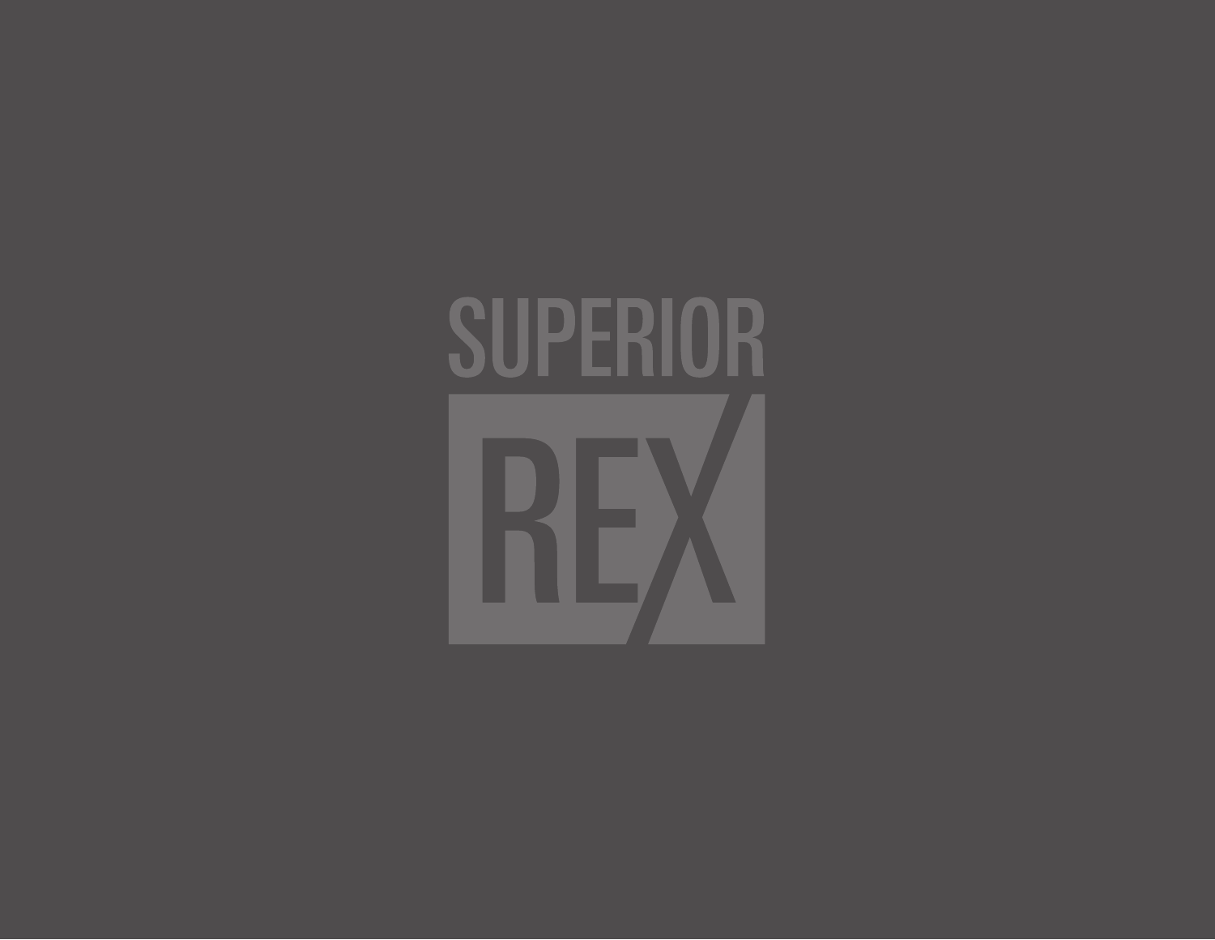SUPERIOR

REX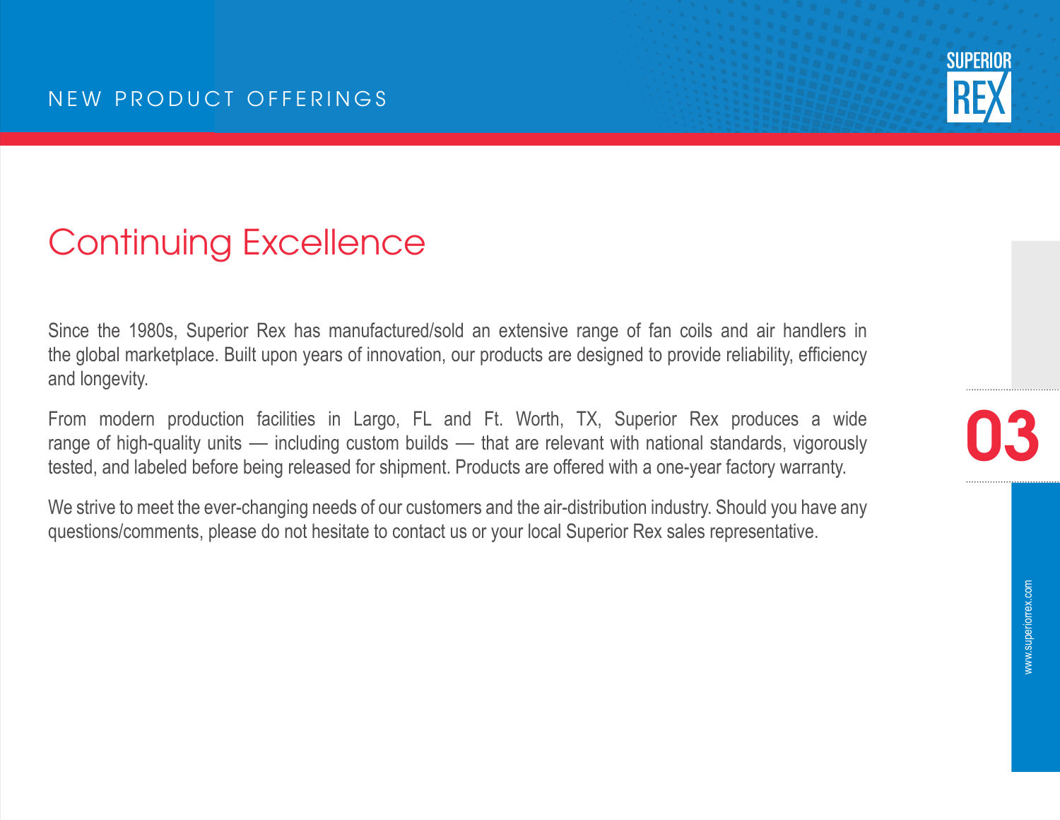# Continuing Excellence

Since the 1980s, Superior Rex has manufactured/sold an extensive range of fan coils and air handlers in the global marketplace. Built upon years of innovation, our products are designed to provide reliability, efficiency and longevity.

From modern production facilities in Largo, FL and Ft. Worth, TX, Superior Rex produces a wide range of high-quality units — including custom builds — that are relevant with national standards, vigorously tested, and labeled before being released for shipment. Products are offered with a one-year factory warranty.

We strive to meet the ever-changing needs of our customers and the air-distribution industry. Should you have any questions/comments, please do not hesitate to contact us or your local Superior Rex sales representative.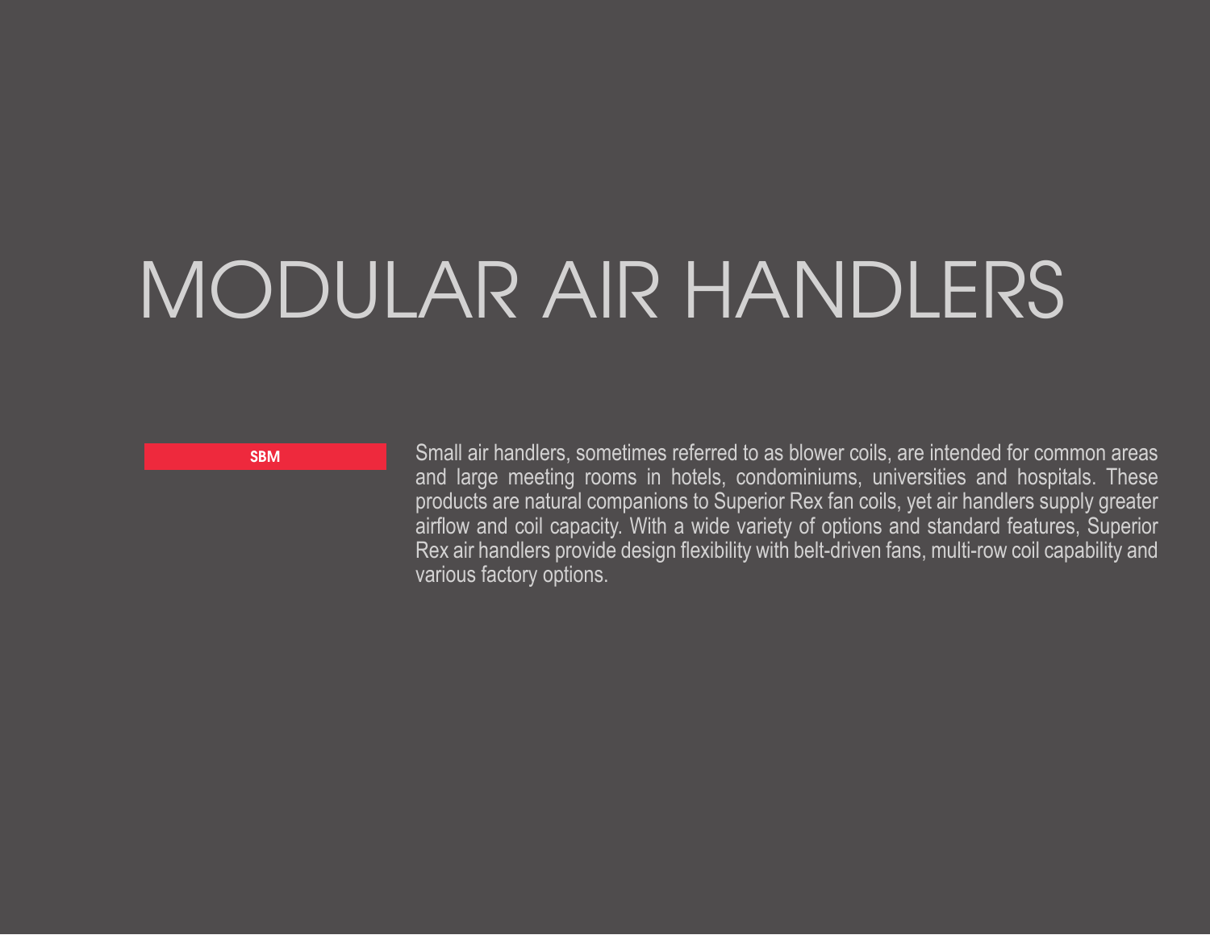# MODULAR AIR HANDLERS

**SBM**

Small air handlers, sometimes referred to as blower coils, are intended for common areas and large meeting rooms in hotels, condominiums, universities and hospitals. These products are natural companions to Superior Rex fan coils, yet air handlers supply greater airflow and coil capacity. With a wide variety of options and standard features, Superior Rex air handlers provide design flexibility with belt-driven fans, multi-row coil capability and various factory options.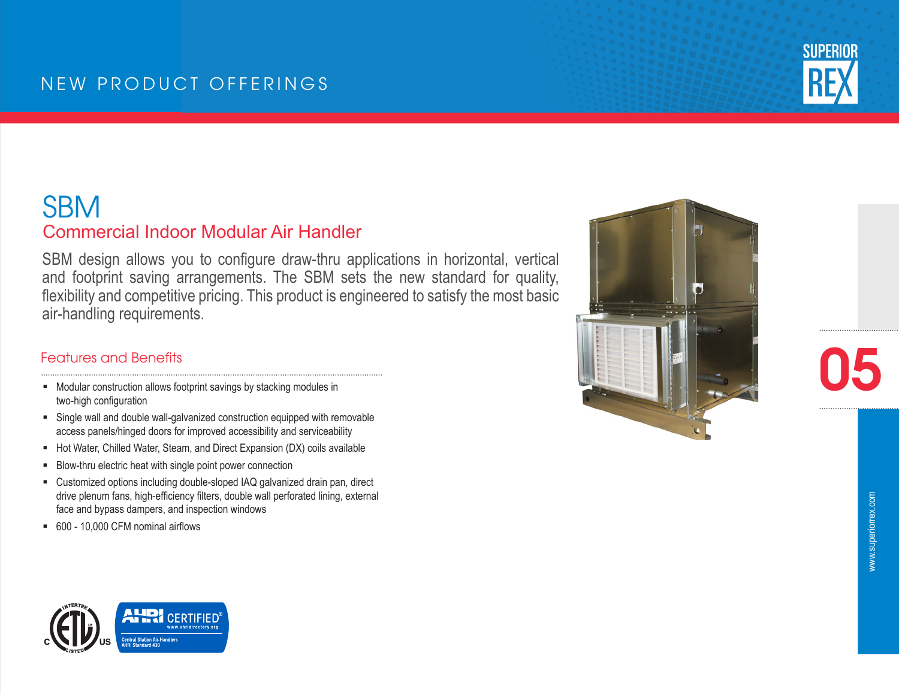# SBM

## Commercial Indoor Modular Air Handler

SBM design allows you to configure draw-thru applications in horizontal, vertical and footprint saving arrangements. The SBM sets the new standard for quality, flexibility and competitive pricing. This product is engineered to satisfy the most basic air-handling requirements.

### Features and Benefits

- Modular construction allows footprint savings by stacking modules in two-high configuration
- Single wall and double wall-galvanized construction equipped with removable access panels/hinged doors for improved accessibility and serviceability
- Hot Water, Chilled Water, Steam, and Direct Expansion (DX) coils available
- Blow-thru electric heat with single point power connection
- Customized options including double-sloped IAQ galvanized drain pan, direct drive plenum fans, high-efficiency filters, double wall perforated lining, external face and bypass dampers, and inspection windows
- 600 - 10,000 CFM nominal airflows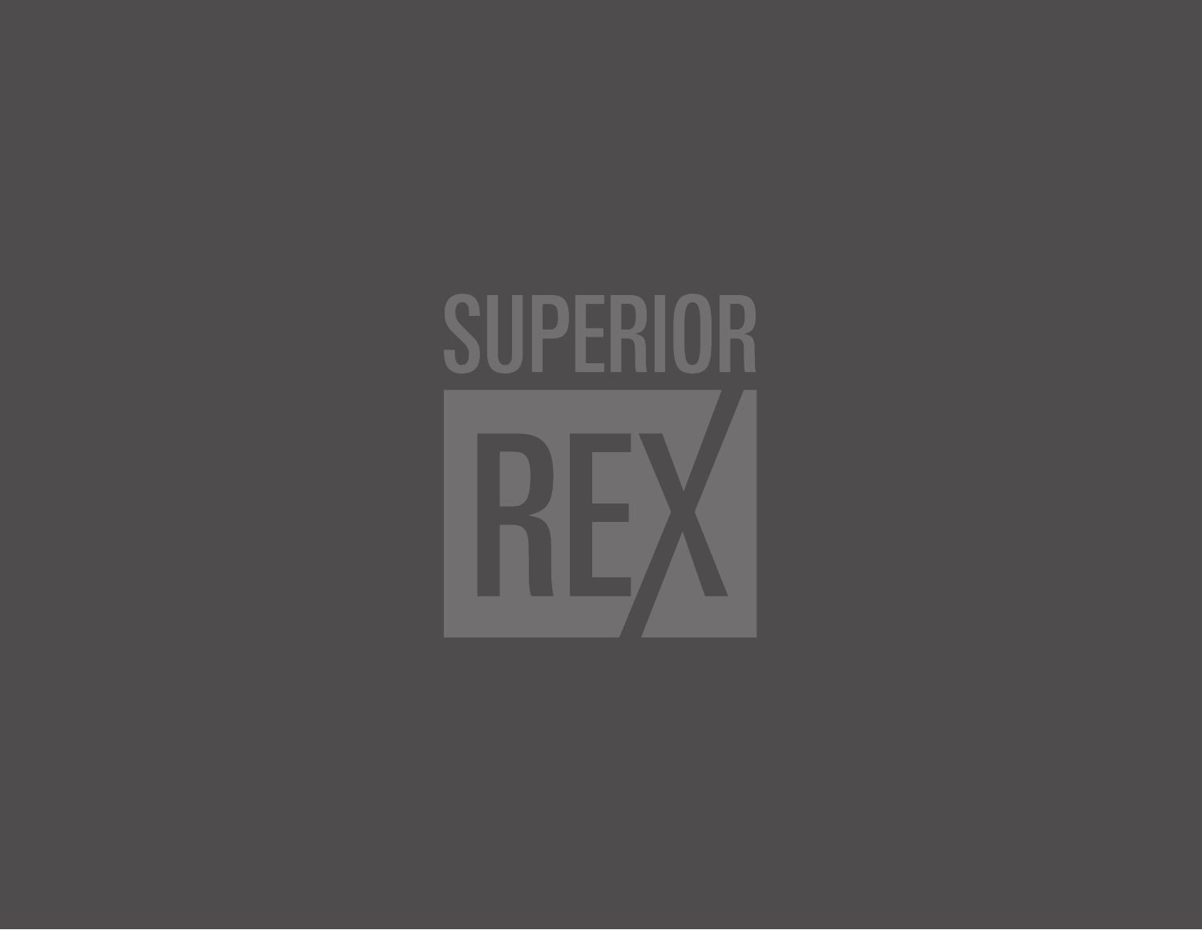SUPERIOR

REX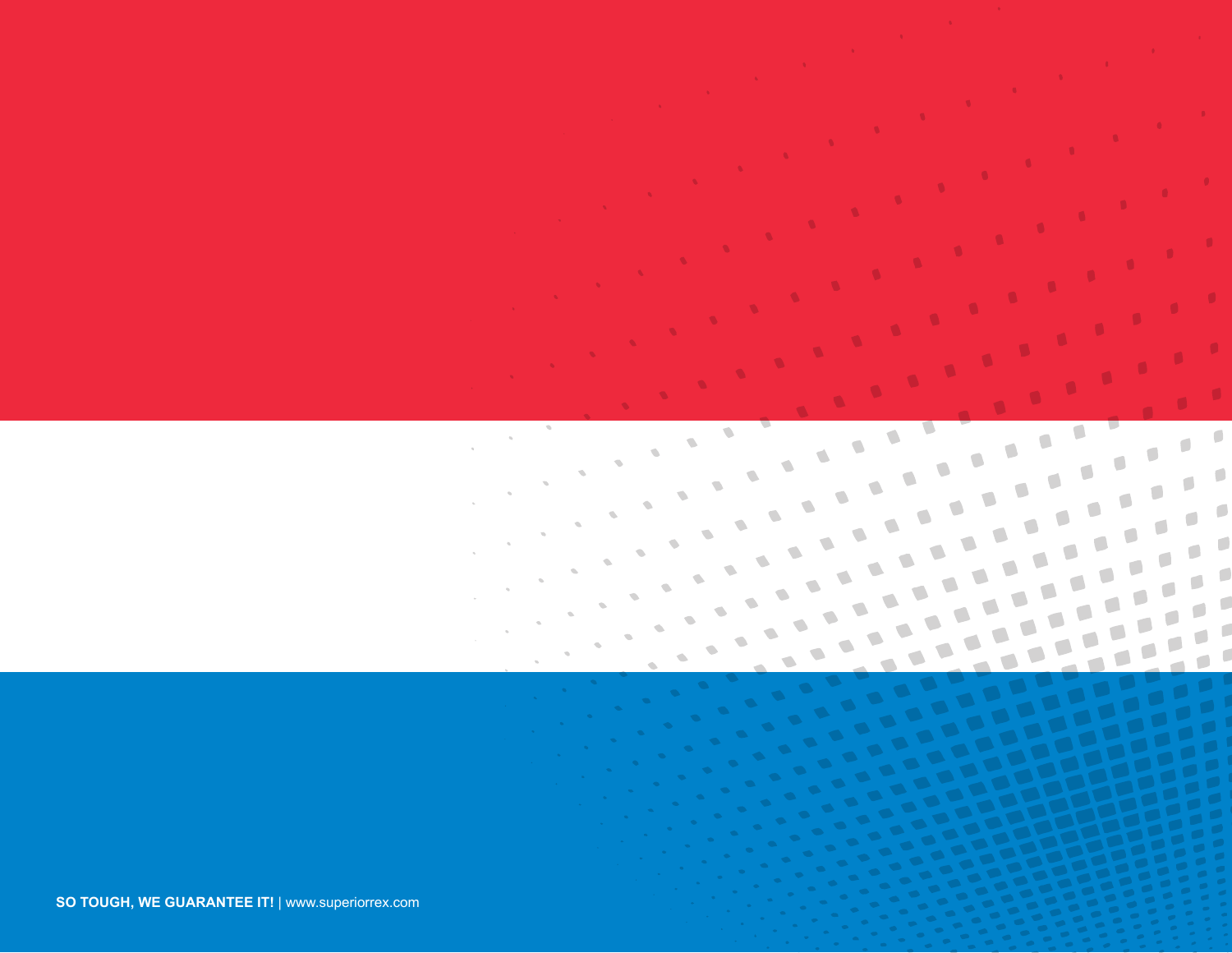**SO TOUGH, WE GUARANTEE IT!** | www.superiorrex.com